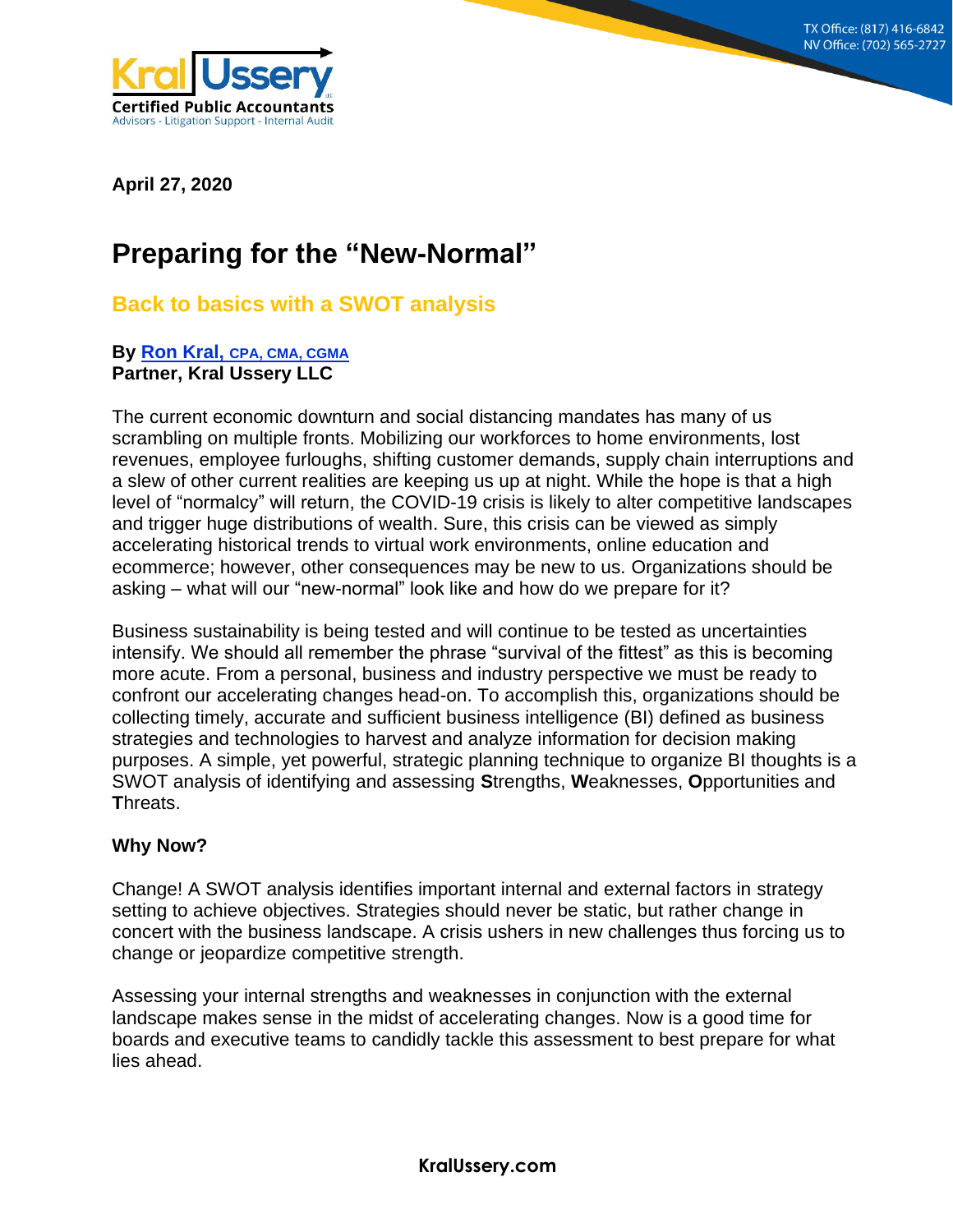April 27, 2020

# Preparing for the "New-Normal"

## Back to basics with a SWOT analysis

**By Ron Kral, CPA, CMA, CGMA**
**Partner, Kral Ussery LLC**

The current economic downturn and social distancing mandates has many of us scrambling on multiple fronts. Mobilizing our workforces to home environments, lost revenues, employee furloughs, shifting customer demands, supply chain interruptions and a slew of other current realities are keeping us up at night. While the hope is that a high level of "normalcy" will return, the COVID-19 crisis is likely to alter competitive landscapes and trigger huge distributions of wealth. Sure, this crisis can be viewed as simply accelerating historical trends to virtual work environments, online education and ecommerce; however, other consequences may be new to us. Organizations should be asking – what will our "new-normal" look like and how do we prepare for it?

Business sustainability is being tested and will continue to be tested as uncertainties intensify. We should all remember the phrase "survival of the fittest" as this is becoming more acute. From a personal, business and industry perspective we must be ready to confront our accelerating changes head-on. To accomplish this, organizations should be collecting timely, accurate and sufficient business intelligence (BI) defined as business strategies and technologies to harvest and analyze information for decision making purposes. A simple, yet powerful, strategic planning technique to organize BI thoughts is a SWOT analysis of identifying and assessing **S**trengths, **W**eaknesses, **O**pportunities and **T**hreats.

### Why Now?

Change! A SWOT analysis identifies important internal and external factors in strategy setting to achieve objectives. Strategies should never be static, but rather change in concert with the business landscape. A crisis ushers in new challenges thus forcing us to change or jeopardize competitive strength.

Assessing your internal strengths and weaknesses in conjunction with the external landscape makes sense in the midst of accelerating changes. Now is a good time for boards and executive teams to candidly tackle this assessment to best prepare for what lies ahead.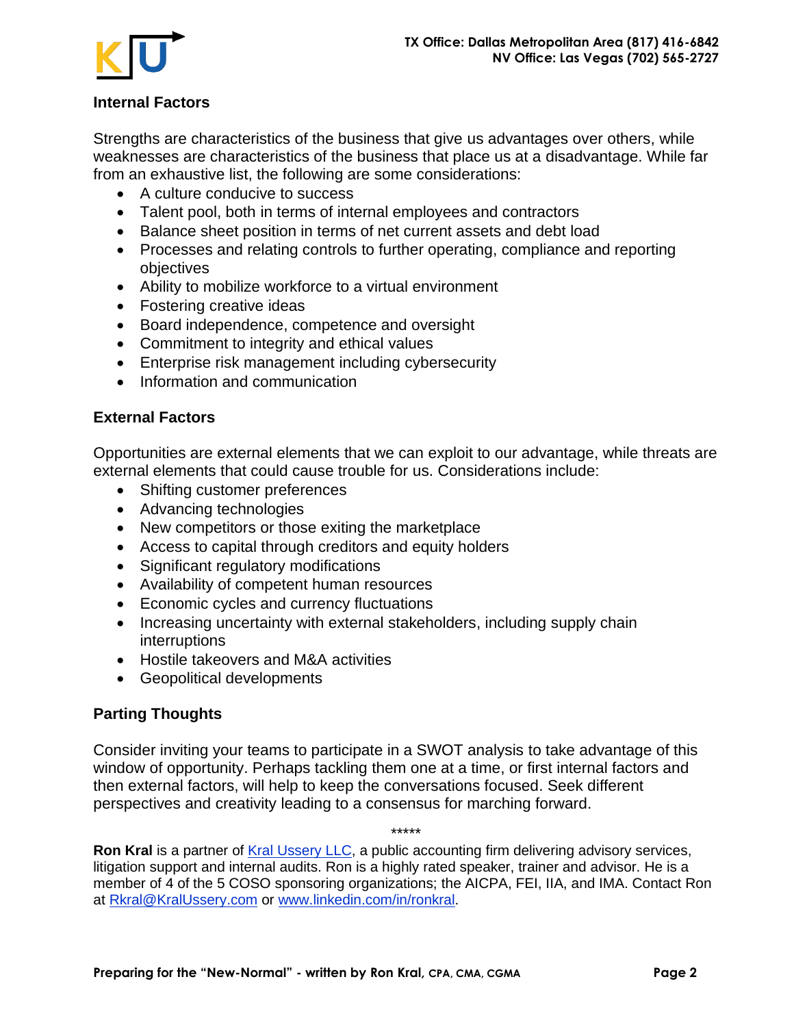## Internal Factors

Strengths are characteristics of the business that give us advantages over others, while weaknesses are characteristics of the business that place us at a disadvantage. While far from an exhaustive list, the following are some considerations:

- A culture conducive to success
- Talent pool, both in terms of internal employees and contractors
- Balance sheet position in terms of net current assets and debt load
- Processes and relating controls to further operating, compliance and reporting objectives
- Ability to mobilize workforce to a virtual environment
- Fostering creative ideas
- Board independence, competence and oversight
- Commitment to integrity and ethical values
- Enterprise risk management including cybersecurity
- Information and communication

## External Factors

Opportunities are external elements that we can exploit to our advantage, while threats are external elements that could cause trouble for us. Considerations include:

- Shifting customer preferences
- Advancing technologies
- New competitors or those exiting the marketplace
- Access to capital through creditors and equity holders
- Significant regulatory modifications
- Availability of competent human resources
- Economic cycles and currency fluctuations
- Increasing uncertainty with external stakeholders, including supply chain interruptions
- Hostile takeovers and M&A activities
- Geopolitical developments

## Parting Thoughts

Consider inviting your teams to participate in a SWOT analysis to take advantage of this window of opportunity. Perhaps tackling them one at a time, or first internal factors and then external factors, will help to keep the conversations focused. Seek different perspectives and creativity leading to a consensus for marching forward.

*****

**Ron Kral** is a partner of [Kral Ussery LLC](), a public accounting firm delivering advisory services, litigation support and internal audits. Ron is a highly rated speaker, trainer and advisor. He is a member of 4 of the 5 COSO sponsoring organizations; the AICPA, FEI, IIA, and IMA. Contact Ron at Rkral@KralUssery.com or www.linkedin.com/in/ronkral.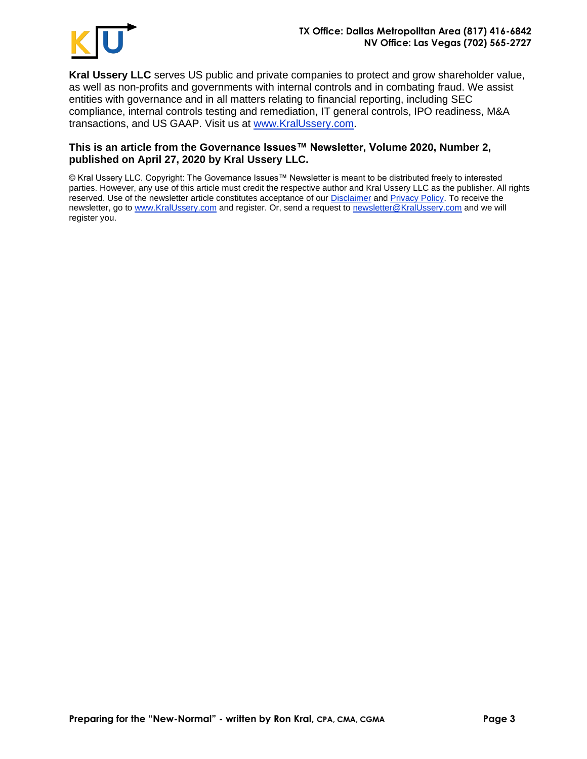**Kral Ussery LLC** serves US public and private companies to protect and grow shareholder value, as well as non-profits and governments with internal controls and in combating fraud. We assist entities with governance and in all matters relating to financial reporting, including SEC compliance, internal controls testing and remediation, IT general controls, IPO readiness, M&A transactions, and US GAAP. Visit us at [www.KralUssery.com](http://www.KralUssery.com).

**This is an article from the Governance Issues™ Newsletter, Volume 2020, Number 2, published on April 27, 2020 by Kral Ussery LLC.**

© Kral Ussery LLC. Copyright: The Governance Issues™ Newsletter is meant to be distributed freely to interested parties. However, any use of this article must credit the respective author and Kral Ussery LLC as the publisher. All rights reserved. Use of the newsletter article constitutes acceptance of our Disclaimer and Privacy Policy. To receive the newsletter, go to [www.KralUssery.com](http://www.KralUssery.com) and register. Or, send a request to [newsletter@KralUssery.com](mailto:newsletter@KralUssery.com) and we will register you.